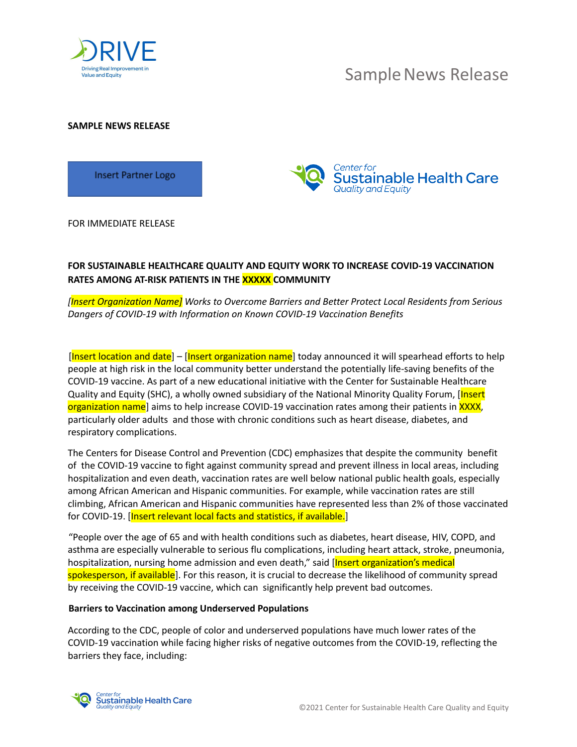Sample News Release

**SAMPLE NEWS RELEASE**

Insert Partner Logo

FOR IMMEDIATE RELEASE

**FOR SUSTAINABLE HEALTHCARE QUALITY AND EQUITY WORK TO INCREASE COVID-19 VACCINATION RATES AMONG AT-RISK PATIENTS IN THE XXXXX COMMUNITY**

*[Insert Organization Name] Works to Overcome Barriers and Better Protect Local Residents from Serious Dangers of COVID-19 with Information on Known COVID-19 Vaccination Benefits*

[Insert location and date] – [Insert organization name] today announced it will spearhead efforts to help people at high risk in the local community better understand the potentially life-saving benefits of the COVID-19 vaccine. As part of a new educational initiative with the Center for Sustainable Healthcare Quality and Equity (SHC), a wholly owned subsidiary of the National Minority Quality Forum, [Insert organization name] aims to help increase COVID-19 vaccination rates among their patients in XXXX, particularly older adults and those with chronic conditions such as heart disease, diabetes, and respiratory complications.

The Centers for Disease Control and Prevention (CDC) emphasizes that despite the community benefit of the COVID-19 vaccine to fight against community spread and prevent illness in local areas, including hospitalization and even death, vaccination rates are well below national public health goals, especially among African American and Hispanic communities. For example, while vaccination rates are still climbing, African American and Hispanic communities have represented less than 2% of those vaccinated for COVID-19. [Insert relevant local facts and statistics, if available.]

"People over the age of 65 and with health conditions such as diabetes, heart disease, HIV, COPD, and asthma are especially vulnerable to serious flu complications, including heart attack, stroke, pneumonia, hospitalization, nursing home admission and even death," said [Insert organization's medical spokesperson, if available]. For this reason, it is crucial to decrease the likelihood of community spread by receiving the COVID-19 vaccine, which can significantly help prevent bad outcomes.

**Barriers to Vaccination among Underserved Populations**

According to the CDC, people of color and underserved populations have much lower rates of the COVID-19 vaccination while facing higher risks of negative outcomes from the COVID-19, reflecting the barriers they face, including: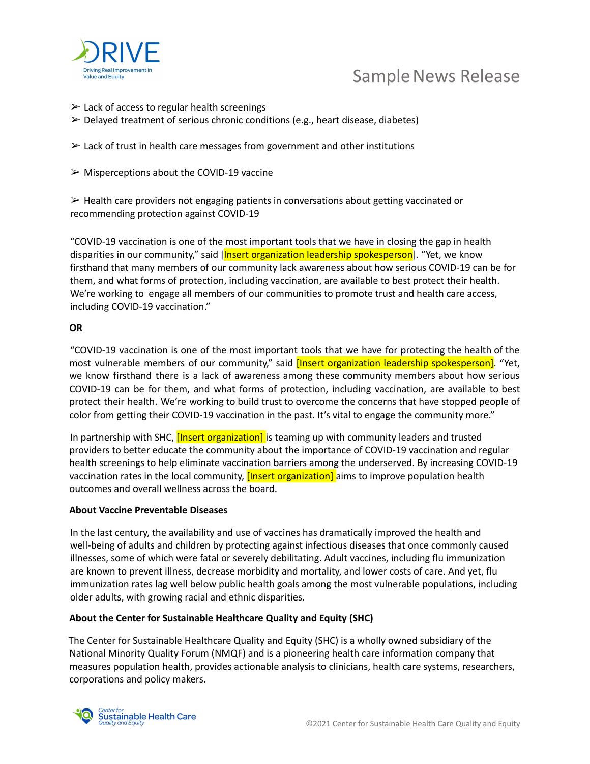- Lack of access to regular health screenings
- Delayed treatment of serious chronic conditions (e.g., heart disease, diabetes)
- Lack of trust in health care messages from government and other institutions
- Misperceptions about the COVID-19 vaccine
- Health care providers not engaging patients in conversations about getting vaccinated or recommending protection against COVID-19

"COVID-19 vaccination is one of the most important tools that we have in closing the gap in health disparities in our community," said [Insert organization leadership spokesperson]. "Yet, we know firsthand that many members of our community lack awareness about how serious COVID-19 can be for them, and what forms of protection, including vaccination, are available to best protect their health. We're working to engage all members of our communities to promote trust and health care access, including COVID-19 vaccination."

**OR**

"COVID-19 vaccination is one of the most important tools that we have for protecting the health of the most vulnerable members of our community," said [Insert organization leadership spokesperson]. "Yet, we know firsthand there is a lack of awareness among these community members about how serious COVID-19 can be for them, and what forms of protection, including vaccination, are available to best protect their health. We're working to build trust to overcome the concerns that have stopped people of color from getting their COVID-19 vaccination in the past. It's vital to engage the community more."

In partnership with SHC, [Insert organization] is teaming up with community leaders and trusted providers to better educate the community about the importance of COVID-19 vaccination and regular health screenings to help eliminate vaccination barriers among the underserved. By increasing COVID-19 vaccination rates in the local community, [Insert organization] aims to improve population health outcomes and overall wellness across the board.

**About Vaccine Preventable Diseases**

In the last century, the availability and use of vaccines has dramatically improved the health and well-being of adults and children by protecting against infectious diseases that once commonly caused illnesses, some of which were fatal or severely debilitating. Adult vaccines, including flu immunization are known to prevent illness, decrease morbidity and mortality, and lower costs of care. And yet, flu immunization rates lag well below public health goals among the most vulnerable populations, including older adults, with growing racial and ethnic disparities.

**About the Center for Sustainable Healthcare Quality and Equity (SHC)**

The Center for Sustainable Healthcare Quality and Equity (SHC) is a wholly owned subsidiary of the National Minority Quality Forum (NMQF) and is a pioneering health care information company that measures population health, provides actionable analysis to clinicians, health care systems, researchers, corporations and policy makers.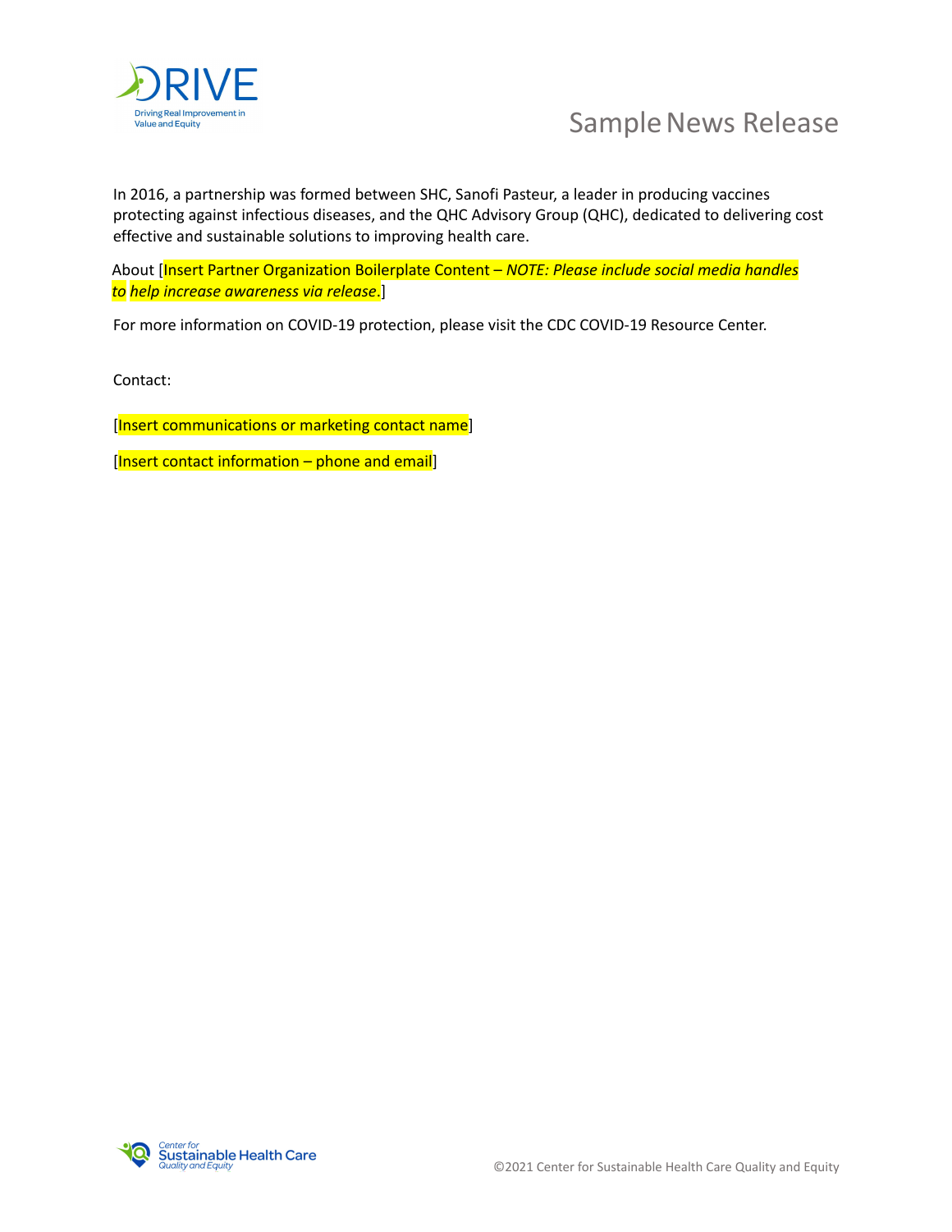In 2016, a partnership was formed between SHC, Sanofi Pasteur, a leader in producing vaccines protecting against infectious diseases, and the QHC Advisory Group (QHC), dedicated to delivering cost effective and sustainable solutions to improving health care.

About [Insert Partner Organization Boilerplate Content – *NOTE: Please include social media handles to help increase awareness via release*.]

For more information on COVID-19 protection, please visit the CDC COVID-19 Resource Center.

Contact:

[Insert communications or marketing contact name]

[Insert contact information – phone and email]